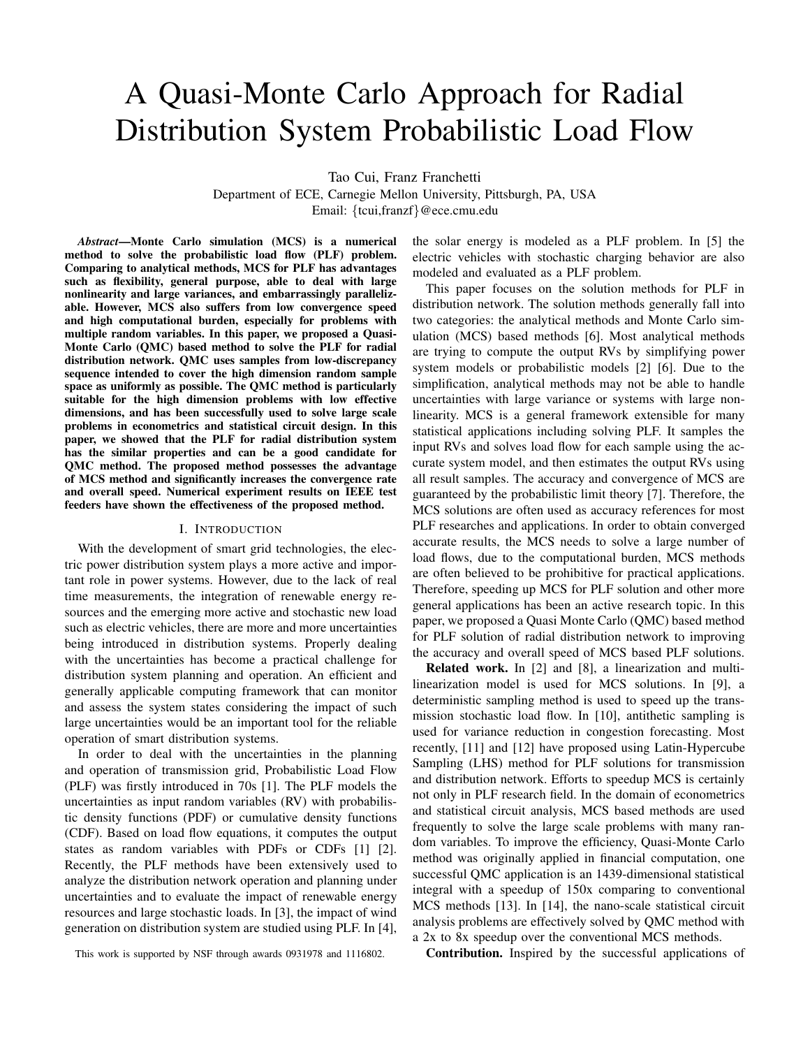# A Quasi-Monte Carlo Approach for Radial Distribution System Probabilistic Load Flow

Tao Cui, Franz Franchetti

Department of ECE, Carnegie Mellon University, Pittsburgh, PA, USA

Email: {tcui,franzf}@ece.cmu.edu

***Abstract*—Monte Carlo simulation (MCS) is a numerical method to solve the probabilistic load flow (PLF) problem. Comparing to analytical methods, MCS for PLF has advantages such as flexibility, general purpose, able to deal with large nonlinearity and large variances, and embarrassingly parallelizable. However, MCS also suffers from low convergence speed and high computational burden, especially for problems with multiple random variables. In this paper, we proposed a Quasi-Monte Carlo (QMC) based method to solve the PLF for radial distribution network. QMC uses samples from low-discrepancy sequence intended to cover the high dimension random sample space as uniformly as possible. The QMC method is particularly suitable for the high dimension problems with low effective dimensions, and has been successfully used to solve large scale problems in econometrics and statistical circuit design. In this paper, we showed that the PLF for radial distribution system has the similar properties and can be a good candidate for QMC method. The proposed method possesses the advantage of MCS method and significantly increases the convergence rate and overall speed. Numerical experiment results on IEEE test feeders have shown the effectiveness of the proposed method.**

## I. Introduction

With the development of smart grid technologies, the electric power distribution system plays a more active and important role in power systems. However, due to the lack of real time measurements, the integration of renewable energy resources and the emerging more active and stochastic new load such as electric vehicles, there are more and more uncertainties being introduced in distribution systems. Properly dealing with the uncertainties has become a practical challenge for distribution system planning and operation. An efficient and generally applicable computing framework that can monitor and assess the system states considering the impact of such large uncertainties would be an important tool for the reliable operation of smart distribution systems.

In order to deal with the uncertainties in the planning and operation of transmission grid, Probabilistic Load Flow (PLF) was firstly introduced in 70s [1]. The PLF models the uncertainties as input random variables (RV) with probabilistic density functions (PDF) or cumulative density functions (CDF). Based on load flow equations, it computes the output states as random variables with PDFs or CDFs [1] [2]. Recently, the PLF methods have been extensively used to analyze the distribution network operation and planning under uncertainties and to evaluate the impact of renewable energy resources and large stochastic loads. In [3], the impact of wind generation on distribution system are studied using PLF. In [4], the solar energy is modeled as a PLF problem. In [5] the electric vehicles with stochastic charging behavior are also modeled and evaluated as a PLF problem.

This paper focuses on the solution methods for PLF in distribution network. The solution methods generally fall into two categories: the analytical methods and Monte Carlo simulation (MCS) based methods [6]. Most analytical methods are trying to compute the output RVs by simplifying power system models or probabilistic models [2] [6]. Due to the simplification, analytical methods may not be able to handle uncertainties with large variance or systems with large nonlinearity. MCS is a general framework extensible for many statistical applications including solving PLF. It samples the input RVs and solves load flow for each sample using the accurate system model, and then estimates the output RVs using all result samples. The accuracy and convergence of MCS are guaranteed by the probabilistic limit theory [7]. Therefore, the MCS solutions are often used as accuracy references for most PLF researches and applications. In order to obtain converged accurate results, the MCS needs to solve a large number of load flows, due to the computational burden, MCS methods are often believed to be prohibitive for practical applications. Therefore, speeding up MCS for PLF solution and other more general applications has been an active research topic. In this paper, we proposed a Quasi Monte Carlo (QMC) based method for PLF solution of radial distribution network to improving the accuracy and overall speed of MCS based PLF solutions.

**Related work.** In [2] and [8], a linearization and multi-linearization model is used for MCS solutions. In [9], a deterministic sampling method is used to speed up the transmission stochastic load flow. In [10], antithetic sampling is used for variance reduction in congestion forecasting. Most recently, [11] and [12] have proposed using Latin-Hypercube Sampling (LHS) method for PLF solutions for transmission and distribution network. Efforts to speedup MCS is certainly not only in PLF research field. In the domain of econometrics and statistical circuit analysis, MCS based methods are used frequently to solve the large scale problems with many random variables. To improve the efficiency, Quasi-Monte Carlo method was originally applied in financial computation, one successful QMC application is an 1439-dimensional statistical integral with a speedup of 150x comparing to conventional MCS methods [13]. In [14], the nano-scale statistical circuit analysis problems are effectively solved by QMC method with a 2x to 8x speedup over the conventional MCS methods.

**Contribution.** Inspired by the successful applications of

This work is supported by NSF through awards 0931978 and 1116802.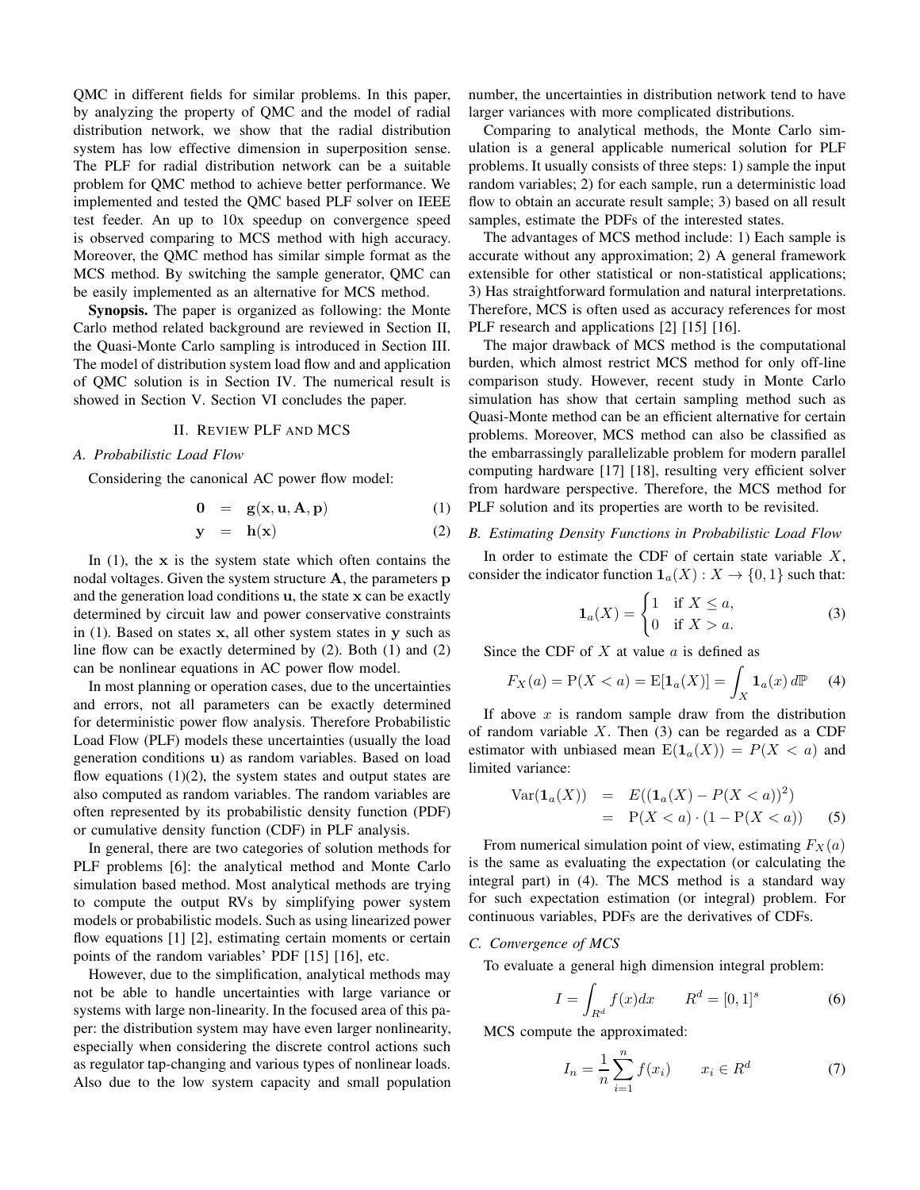QMC in different fields for similar problems. In this paper, by analyzing the property of QMC and the model of radial distribution network, we show that the radial distribution system has low effective dimension in superposition sense. The PLF for radial distribution network can be a suitable problem for QMC method to achieve better performance. We implemented and tested the QMC based PLF solver on IEEE test feeder. An up to 10x speedup on convergence speed is observed comparing to MCS method with high accuracy. Moreover, the QMC method has similar simple format as the MCS method. By switching the sample generator, QMC can be easily implemented as an alternative for MCS method.

**Synopsis.** The paper is organized as following: the Monte Carlo method related background are reviewed in Section II, the Quasi-Monte Carlo sampling is introduced in Section III. The model of distribution system load flow and and application of QMC solution is in Section IV. The numerical result is showed in Section V. Section VI concludes the paper.

## II. Review PLF and MCS

### A. Probabilistic Load Flow

Considering the canonical AC power flow model:

$$\mathbf{0} = \mathbf{g}(\mathbf{x}, \mathbf{u}, \mathbf{A}, \mathbf{p}) \tag{1}$$

$$\mathbf{y} = \mathbf{h}(\mathbf{x}) \tag{2}$$

In (1), the $\mathbf{x}$ is the system state which often contains the nodal voltages. Given the system structure $\mathbf{A}$, the parameters $\mathbf{p}$ and the generation load conditions $\mathbf{u}$, the state $\mathbf{x}$ can be exactly determined by circuit law and power conservative constraints in (1). Based on states $\mathbf{x}$, all other system states in $\mathbf{y}$ such as line flow can be exactly determined by (2). Both (1) and (2) can be nonlinear equations in AC power flow model.

In most planning or operation cases, due to the uncertainties and errors, not all parameters can be exactly determined for deterministic power flow analysis. Therefore Probabilistic Load Flow (PLF) models these uncertainties (usually the load generation conditions $\mathbf{u}$) as random variables. Based on load flow equations (1)(2), the system states and output states are also computed as random variables. The random variables are often represented by its probabilistic density function (PDF) or cumulative density function (CDF) in PLF analysis.

In general, there are two categories of solution methods for PLF problems [6]: the analytical method and Monte Carlo simulation based method. Most analytical methods are trying to compute the output RVs by simplifying power system models or probabilistic models. Such as using linearized power flow equations [1] [2], estimating certain moments or certain points of the random variables' PDF [15] [16], etc.

However, due to the simplification, analytical methods may not be able to handle uncertainties with large variance or systems with large non-linearity. In the focused area of this paper: the distribution system may have even larger nonlinearity, especially when considering the discrete control actions such as regulator tap-changing and various types of nonlinear loads. Also due to the low system capacity and small population number, the uncertainties in distribution network tend to have larger variances with more complicated distributions.

Comparing to analytical methods, the Monte Carlo simulation is a general applicable numerical solution for PLF problems. It usually consists of three steps: 1) sample the input random variables; 2) for each sample, run a deterministic load flow to obtain an accurate result sample; 3) based on all result samples, estimate the PDFs of the interested states.

The advantages of MCS method include: 1) Each sample is accurate without any approximation; 2) A general framework extensible for other statistical or non-statistical applications; 3) Has straightforward formulation and natural interpretations. Therefore, MCS is often used as accuracy references for most PLF research and applications [2] [15] [16].

The major drawback of MCS method is the computational burden, which almost restrict MCS method for only off-line comparison study. However, recent study in Monte Carlo simulation has show that certain sampling method such as Quasi-Monte method can be an efficient alternative for certain problems. Moreover, MCS method can also be classified as the embarrassingly parallelizable problem for modern parallel computing hardware [17] [18], resulting very efficient solver from hardware perspective. Therefore, the MCS method for PLF solution and its properties are worth to be revisited.

### B. Estimating Density Functions in Probabilistic Load Flow

In order to estimate the CDF of certain state variable $X$, consider the indicator function $\mathbf{1}_a(X) : X \to \{0, 1\}$ such that:

$$\mathbf{1}_a(X) = \begin{cases} 1 & \text{if } X \le a, \\ 0 & \text{if } X > a. \end{cases} \tag{3}$$

Since the CDF of $X$ at value $a$ is defined as

$$F_X(a) = \mathrm{P}(X < a) = \mathrm{E}[\mathbf{1}_a(X)] = \int_X \mathbf{1}_a(x)\, d\mathbb{P} \tag{4}$$

If above $x$ is random sample draw from the distribution of random variable $X$. Then (3) can be regarded as a CDF estimator with unbiased mean $\mathrm{E}(\mathbf{1}_a(X)) = P(X < a)$ and limited variance:

$$\begin{aligned} \mathrm{Var}(\mathbf{1}_a(X)) &= E((\mathbf{1}_a(X) - P(X < a))^2) \\ &= \mathrm{P}(X < a) \cdot (1 - \mathrm{P}(X < a)) \end{aligned} \tag{5}$$

From numerical simulation point of view, estimating $F_X(a)$ is the same as evaluating the expectation (or calculating the integral part) in (4). The MCS method is a standard way for such expectation estimation (or integral) problem. For continuous variables, PDFs are the derivatives of CDFs.

### C. Convergence of MCS

To evaluate a general high dimension integral problem:

$$I = \int_{R^d} f(x)dx \qquad R^d = [0, 1]^s \tag{6}$$

MCS compute the approximated:

$$I_n = \frac{1}{n} \sum_{i=1}^{n} f(x_i) \qquad x_i \in R^d \tag{7}$$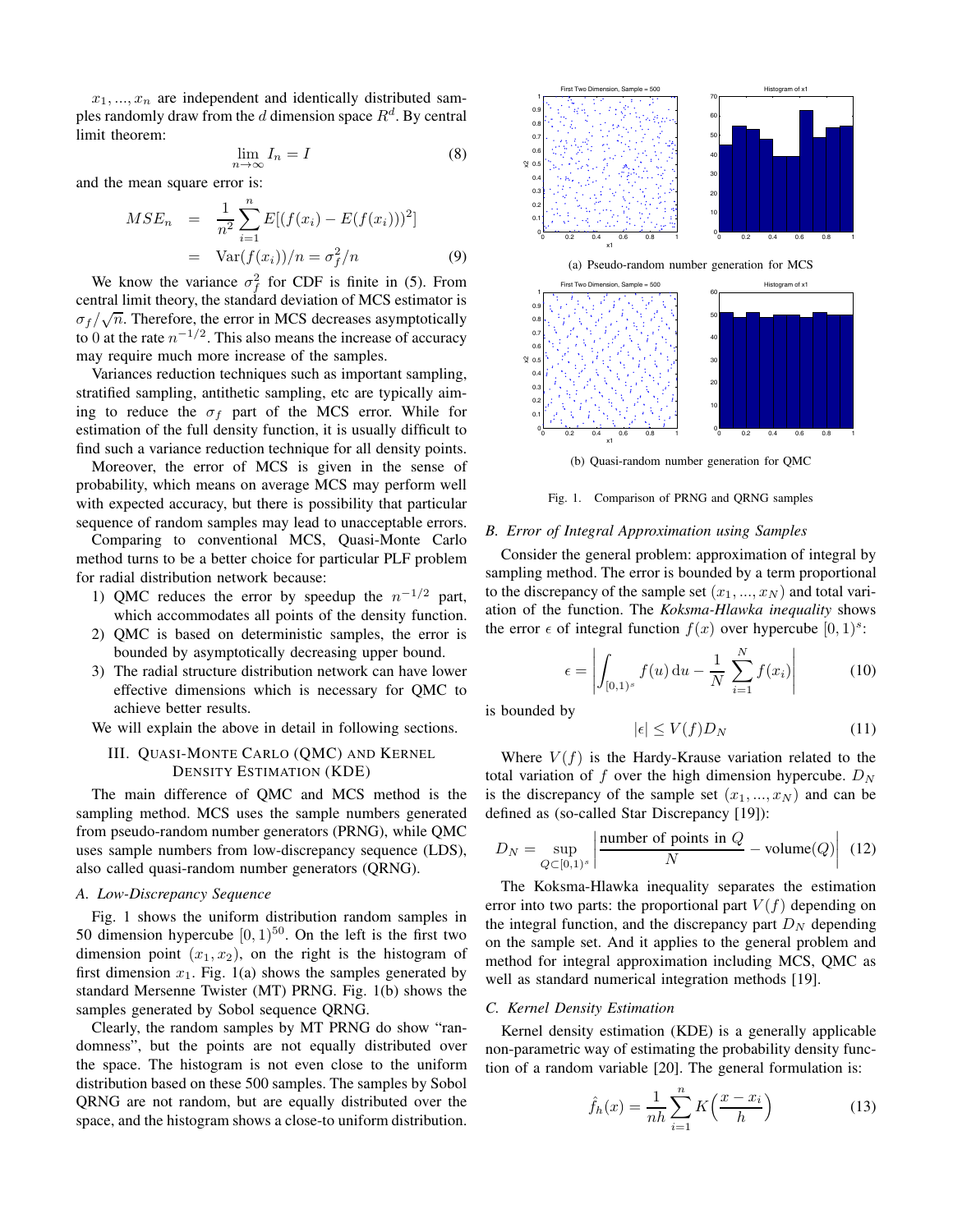$x_1, ..., x_n$ are independent and identically distributed samples randomly draw from the $d$ dimension space $R^d$. By central limit theorem:

$$\lim_{n \to \infty} I_n = I \tag{8}$$

and the mean square error is:

$$\begin{aligned} MSE_n &= \frac{1}{n^2} \sum_{i=1}^{n} E[(f(x_i) - E(f(x_i)))^2] \\ &= \mathrm{Var}(f(x_i))/n = \sigma_f^2/n \end{aligned} \tag{9}$$

We know the variance $\sigma_f^2$ for CDF is finite in (5). From central limit theory, the standard deviation of MCS estimator is $\sigma_f/\sqrt{n}$. Therefore, the error in MCS decreases asymptotically to 0 at the rate $n^{-1/2}$. This also means the increase of accuracy may require much more increase of the samples.

Variances reduction techniques such as important sampling, stratified sampling, antithetic sampling, etc are typically aiming to reduce the $\sigma_f$ part of the MCS error. While for estimation of the full density function, it is usually difficult to find such a variance reduction technique for all density points.

Moreover, the error of MCS is given in the sense of probability, which means on average MCS may perform well with expected accuracy, but there is possibility that particular sequence of random samples may lead to unacceptable errors.

Comparing to conventional MCS, Quasi-Monte Carlo method turns to be a better choice for particular PLF problem for radial distribution network because:

1) QMC reduces the error by speedup the $n^{-1/2}$ part, which accommodates all points of the density function.
2) QMC is based on deterministic samples, the error is bounded by asymptotically decreasing upper bound.
3) The radial structure distribution network can have lower effective dimensions which is necessary for QMC to achieve better results.

We will explain the above in detail in following sections.

## III. Quasi-Monte Carlo (QMC) and Kernel Density Estimation (KDE)

The main difference of QMC and MCS method is the sampling method. MCS uses the sample numbers generated from pseudo-random number generators (PRNG), while QMC uses sample numbers from low-discrepancy sequence (LDS), also called quasi-random number generators (QRNG).

### A. Low-Discrepancy Sequence

Fig. 1 shows the uniform distribution random samples in 50 dimension hypercube $[0, 1)^{50}$. On the left is the first two dimension point $(x_1, x_2)$, on the right is the histogram of first dimension $x_1$. Fig. 1(a) shows the samples generated by standard Mersenne Twister (MT) PRNG. Fig. 1(b) shows the samples generated by Sobol sequence QRNG.

Clearly, the random samples by MT PRNG do show "randomness", but the points are not equally distributed over the space. The histogram is not even close to the uniform distribution based on these 500 samples. The samples by Sobol QRNG are not random, but are equally distributed over the space, and the histogram shows a close-to uniform distribution.

(a) Pseudo-random number generation for MCS

(b) Quasi-random number generation for QMC

Fig. 1. Comparison of PRNG and QRNG samples

### B. Error of Integral Approximation using Samples

Consider the general problem: approximation of integral by sampling method. The error is bounded by a term proportional to the discrepancy of the sample set $(x_1, ..., x_N)$ and total variation of the function. The *Koksma-Hlawka inequality* shows the error $\epsilon$ of integral function $f(x)$ over hypercube $[0, 1)^s$:

$$\epsilon = \left| \int_{[0,1)^s} f(u)\, \mathrm{d}u - \frac{1}{N} \sum_{i=1}^{N} f(x_i) \right| \tag{10}$$

is bounded by

$$|\epsilon| \leq V(f) D_N \tag{11}$$

Where $V(f)$ is the Hardy-Krause variation related to the total variation of $f$ over the high dimension hypercube. $D_N$ is the discrepancy of the sample set $(x_1, ..., x_N)$ and can be defined as (so-called Star Discrepancy [19]):

$$D_N = \sup_{Q \subset [0,1)^s} \left| \frac{\text{number of points in } Q}{N} - \text{volume}(Q) \right| \tag{12}$$

The Koksma-Hlawka inequality separates the estimation error into two parts: the proportional part $V(f)$ depending on the integral function, and the discrepancy part $D_N$ depending on the sample set. And it applies to the general problem and method for integral approximation including MCS, QMC as well as standard numerical integration methods [19].

### C. Kernel Density Estimation

Kernel density estimation (KDE) is a generally applicable non-parametric way of estimating the probability density function of a random variable [20]. The general formulation is:

$$\hat{f}_h(x) = \frac{1}{nh} \sum_{i=1}^{n} K\Big(\frac{x - x_i}{h}\Big) \tag{13}$$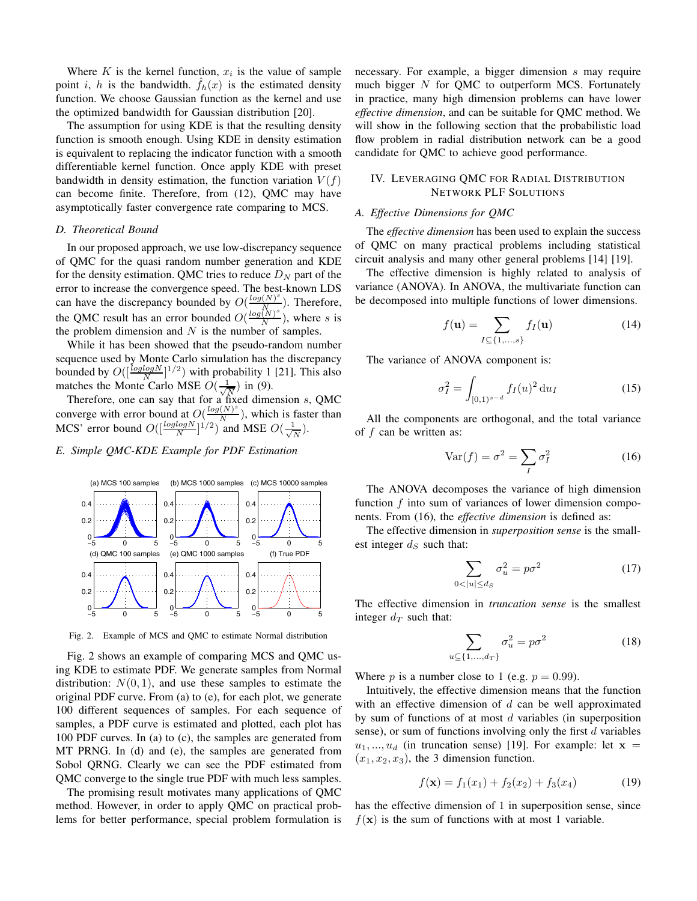Where $K$ is the kernel function, $x_i$ is the value of sample point $i$, $h$ is the bandwidth. $\hat{f}_h(x)$ is the estimated density function. We choose Gaussian function as the kernel and use the optimized bandwidth for Gaussian distribution [20].

The assumption for using KDE is that the resulting density function is smooth enough. Using KDE in density estimation is equivalent to replacing the indicator function with a smooth differentiable kernel function. Once apply KDE with preset bandwidth in density estimation, the function variation $V(f)$ can become finite. Therefore, from (12), QMC may have asymptotically faster convergence rate comparing to MCS.

### D. Theoretical Bound

In our proposed approach, we use low-discrepancy sequence of QMC for the quasi random number generation and KDE for the density estimation. QMC tries to reduce $D_N$ part of the error to increase the convergence speed. The best-known LDS can have the discrepancy bounded by $O(\frac{log(N)^s}{N})$. Therefore, the QMC result has an error bounded $O(\frac{log(N)^s}{N})$, where $s$ is the problem dimension and $N$ is the number of samples.

While it has been showed that the pseudo-random number sequence used by Monte Carlo simulation has the discrepancy bounded by $O([\frac{loglogN}{N}]^{1/2})$ with probability 1 [21]. This also matches the Monte Carlo MSE $O(\frac{1}{\sqrt{N}})$ in (9).

Therefore, one can say that for a fixed dimension $s$, QMC converge with error bound at $O(\frac{log(N)^s}{N})$, which is faster than MCS' error bound $O([\frac{loglogN}{N}]^{1/2})$ and MSE $O(\frac{1}{\sqrt{N}})$.

### E. Simple QMC-KDE Example for PDF Estimation

Fig. 2. Example of MCS and QMC to estimate Normal distribution

Fig. 2 shows an example of comparing MCS and QMC using KDE to estimate PDF. We generate samples from Normal distribution: $N(0, 1)$, and use these samples to estimate the original PDF curve. From (a) to (e), for each plot, we generate 100 different sequences of samples. For each sequence of samples, a PDF curve is estimated and plotted, each plot has 100 PDF curves. In (a) to (c), the samples are generated from MT PRNG. In (d) and (e), the samples are generated from Sobol QRNG. Clearly we can see the PDF estimated from QMC converge to the single true PDF with much less samples.

The promising result motivates many applications of QMC method. However, in order to apply QMC on practical problems for better performance, special problem formulation is necessary. For example, a bigger dimension $s$ may require much bigger $N$ for QMC to outperform MCS. Fortunately in practice, many high dimension problems can have lower *effective dimension*, and can be suitable for QMC method. We will show in the following section that the probabilistic load flow problem in radial distribution network can be a good candidate for QMC to achieve good performance.

## IV. Leveraging QMC for Radial Distribution Network PLF Solutions

### A. Effective Dimensions for QMC

The *effective dimension* has been used to explain the success of QMC on many practical problems including statistical circuit analysis and many other general problems [14] [19].

The effective dimension is highly related to analysis of variance (ANOVA). In ANOVA, the multivariate function can be decomposed into multiple functions of lower dimensions.

$$f(\mathbf{u}) = \sum_{I \subseteq \{1,\dots,s\}} f_I(\mathbf{u}) \tag{14}$$

The variance of ANOVA component is:

$$\sigma_I^2 = \int_{[0,1)^{s-d}} f_I(u)^2 \, \mathrm{d}u_I \tag{15}$$

All the components are orthogonal, and the total variance of $f$ can be written as:

$$\mathrm{Var}(f) = \sigma^2 = \sum_I \sigma_I^2 \tag{16}$$

The ANOVA decomposes the variance of high dimension function $f$ into sum of variances of lower dimension components. From (16), the *effective dimension* is defined as:

The effective dimension in *superposition sense* is the smallest integer $d_S$ such that:

$$\sum_{0<|u|\leq d_S} \sigma_u^2 = p\sigma^2 \tag{17}$$

The effective dimension in *truncation sense* is the smallest integer $d_T$ such that:

$$\sum_{u \subseteq \{1,\dots,d_T\}} \sigma_u^2 = p\sigma^2 \tag{18}$$

Where $p$ is a number close to 1 (e.g. $p = 0.99$).

Intuitively, the effective dimension means that the function with an effective dimension of $d$ can be well approximated by sum of functions of at most $d$ variables (in superposition sense), or sum of functions involving only the first $d$ variables $u_1, \dots, u_d$ (in truncation sense) [19]. For example: let $\mathbf{x} = (x_1, x_2, x_3)$, the 3 dimension function.

$$f(\mathbf{x}) = f_1(x_1) + f_2(x_2) + f_3(x_4) \tag{19}$$

has the effective dimension of 1 in superposition sense, since $f(\mathbf{x})$ is the sum of functions with at most 1 variable.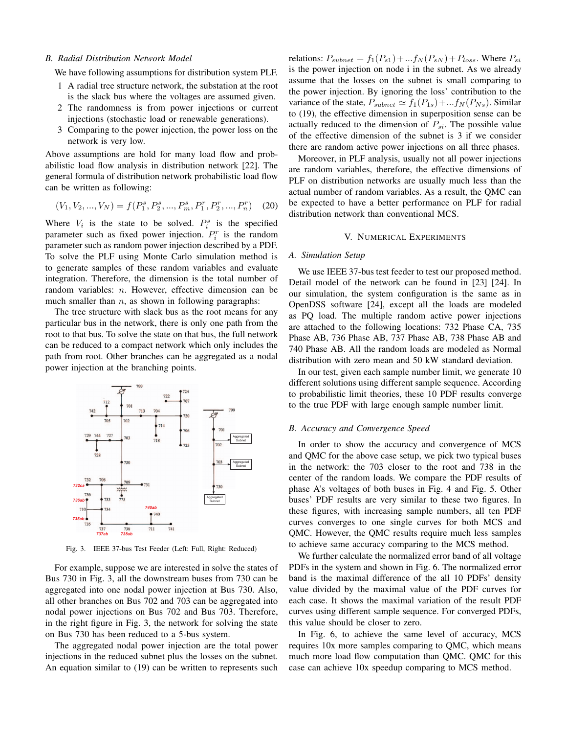## B. Radial Distribution Network Model

We have following assumptions for distribution system PLF.

1. A radial tree structure network, the substation at the root is the slack bus where the voltages are assumed given.
2. The randomness is from power injections or current injections (stochastic load or renewable generations).
3. Comparing to the power injection, the power loss on the network is very low.

Above assumptions are hold for many load flow and probabilistic load flow analysis in distribution network [22]. The general formula of distribution network probabilistic load flow can be written as following:

$$(V_1, V_2, ..., V_N) = f(P_1^s, P_2^s, ..., P_m^s, P_1^r, P_2^r, ..., P_n^r) \quad (20)$$

Where $V_i$ is the state to be solved. $P_i^s$ is the specified parameter such as fixed power injection. $P_i^r$ is the random parameter such as random power injection described by a PDF. To solve the PLF using Monte Carlo simulation method is to generate samples of these random variables and evaluate integration. Therefore, the dimension is the total number of random variables: $n$. However, effective dimension can be much smaller than $n$, as shown in following paragraphs:

The tree structure with slack bus as the root means for any particular bus in the network, there is only one path from the root to that bus. To solve the state on that bus, the full network can be reduced to a compact network which only includes the path from root. Other branches can be aggregated as a nodal power injection at the branching points.

Fig. 3. IEEE 37-bus Test Feeder (Left: Full, Right: Reduced)

For example, suppose we are interested in solve the states of Bus 730 in Fig. 3, all the downstream buses from 730 can be aggregated into one nodal power injection at Bus 730. Also, all other branches on Bus 702 and 703 can be aggregated into nodal power injections on Bus 702 and Bus 703. Therefore, in the right figure in Fig. 3, the network for solving the state on Bus 730 has been reduced to a 5-bus system.

The aggregated nodal power injection are the total power injections in the reduced subnet plus the losses on the subnet. An equation similar to (19) can be written to represents such relations: $P_{subnet} = f_1(P_{s1}) + ... f_N(P_{sN}) + P_{loss}$. Where $P_{si}$ is the power injection on node i in the subnet. As we already assume that the losses on the subnet is small comparing to the power injection. By ignoring the loss' contribution to the variance of the state, $P_{subnet} \simeq f_1(P_{1s}) + ... f_N(P_{Ns})$. Similar to (19), the effective dimension in superposition sense can be actually reduced to the dimension of $P_{si}$. The possible value of the effective dimension of the subnet is 3 if we consider there are random active power injections on all three phases.

Moreover, in PLF analysis, usually not all power injections are random variables, therefore, the effective dimensions of PLF on distribution networks are usually much less than the actual number of random variables. As a result, the QMC can be expected to have a better performance on PLF for radial distribution network than conventional MCS.

# V. Numerical Experiments

## A. Simulation Setup

We use IEEE 37-bus test feeder to test our proposed method. Detail model of the network can be found in [23] [24]. In our simulation, the system configuration is the same as in OpenDSS software [24], except all the loads are modeled as PQ load. The multiple random active power injections are attached to the following locations: 732 Phase CA, 735 Phase AB, 736 Phase AB, 737 Phase AB, 738 Phase AB and 740 Phase AB. All the random loads are modeled as Normal distribution with zero mean and 50 kW standard deviation.

In our test, given each sample number limit, we generate 10 different solutions using different sample sequence. According to probabilistic limit theories, these 10 PDF results converge to the true PDF with large enough sample number limit.

## B. Accuracy and Convergence Speed

In order to show the accuracy and convergence of MCS and QMC for the above case setup, we pick two typical buses in the network: the 703 closer to the root and 738 in the center of the random loads. We compare the PDF results of phase A's voltages of both buses in Fig. 4 and Fig. 5. Other buses' PDF results are very similar to these two figures. In these figures, with increasing sample numbers, all ten PDF curves converges to one single curves for both MCS and QMC. However, the QMC results require much less samples to achieve same accuracy comparing to the MCS method.

We further calculate the normalized error band of all voltage PDFs in the system and shown in Fig. 6. The normalized error band is the maximal difference of the all 10 PDFs' density value divided by the maximal value of the PDF curves for each case. It shows the maximal variation of the result PDF curves using different sample sequence. For converged PDFs, this value should be closer to zero.

In Fig. 6, to achieve the same level of accuracy, MCS requires 10x more samples comparing to QMC, which means much more load flow computation than QMC. QMC for this case can achieve 10x speedup comparing to MCS method.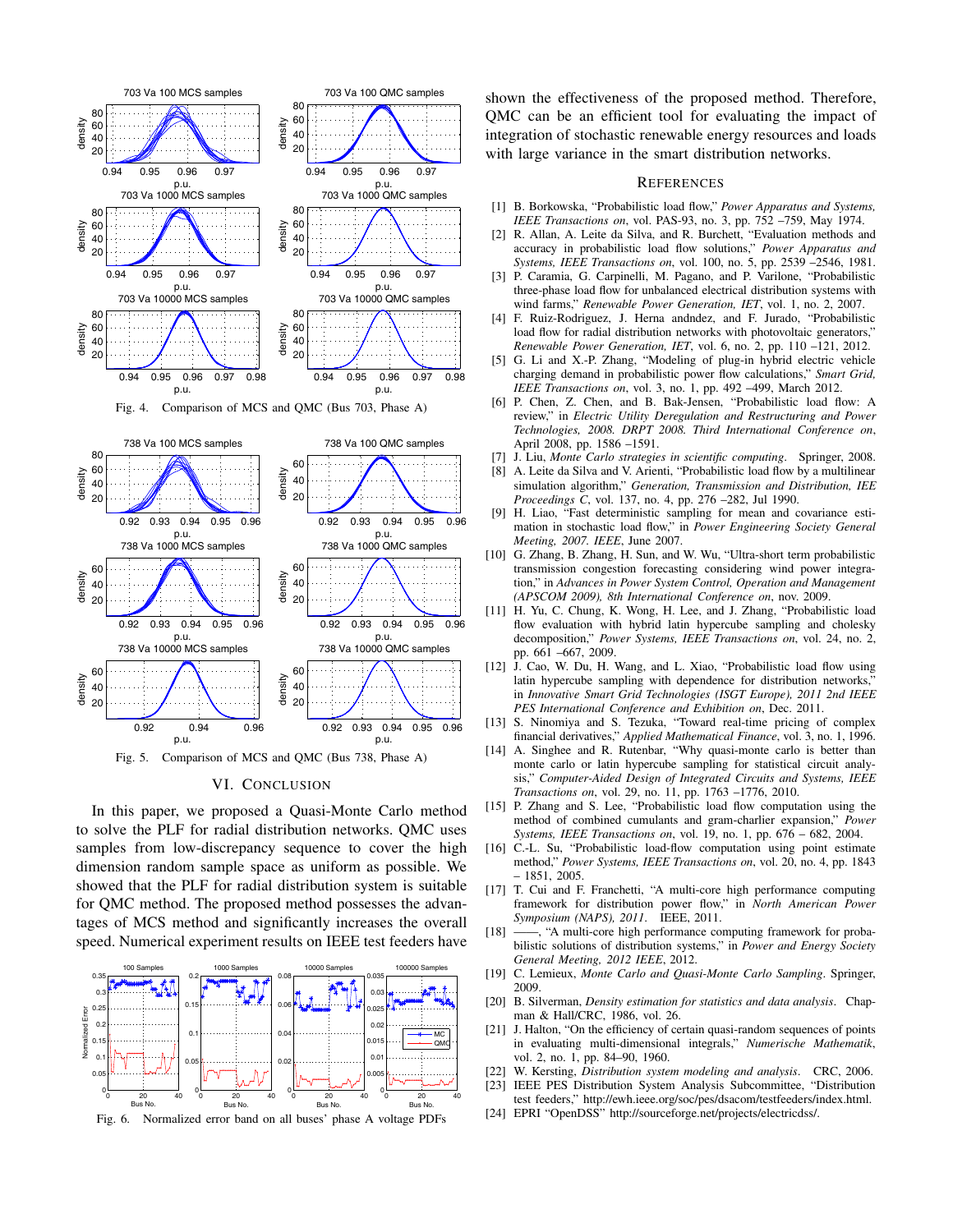703 Va 100 MCS samples

density

80
60
40
20

0.94 0.95 0.96 0.97

p.u.

703 Va 100 QMC samples

density

80
60
40
20

0.94 0.95 0.96 0.97

p.u.

703 Va 1000 MCS samples

density

80
60
40
20

0.94 0.95 0.96 0.97

p.u.

703 Va 1000 QMC samples

density

80
60
40
20

0.94 0.95 0.96 0.97

p.u.

703 Va 10000 MCS samples

density

80
60
40
20

0.94 0.95 0.96 0.97 0.98

p.u.

703 Va 10000 QMC samples

density

80
60
40
20

0.94 0.95 0.96 0.97 0.98

p.u.

Fig. 4. Comparison of MCS and QMC (Bus 703, Phase A)

738 Va 100 MCS samples

density

80
60
40
20

0.92 0.93 0.94 0.95 0.96

p.u.

738 Va 100 QMC samples

density

60
40
20

0.92 0.93 0.94 0.95 0.96

p.u.

738 Va 1000 MCS samples

density

60
40
20

0.92 0.93 0.94 0.95 0.96

p.u.

738 Va 1000 QMC samples

density

60
40
20

0.92 0.93 0.94 0.95 0.96

p.u.

738 Va 10000 MCS samples

density

60
40
20

0.92 0.94 0.96

p.u.

738 Va 10000 QMC samples

density

60
40
20

0.92 0.93 0.94 0.95 0.96

p.u.

Fig. 5. Comparison of MCS and QMC (Bus 738, Phase A)

## VI. Conclusion

In this paper, we proposed a Quasi-Monte Carlo method to solve the PLF for radial distribution networks. QMC uses samples from low-discrepancy sequence to cover the high dimension random sample space as uniform as possible. We showed that the PLF for radial distribution system is suitable for QMC method. The proposed method possesses the advantages of MCS method and significantly increases the overall speed. Numerical experiment results on IEEE test feeders have shown the effectiveness of the proposed method. Therefore, QMC can be an efficient tool for evaluating the impact of integration of stochastic renewable energy resources and loads with large variance in the smart distribution networks.

100 Samples

1000 Samples

10000 Samples

100000 Samples

Normalized Error

0.35
0.3
0.25
0.2
0.15
0.1
0.05
0

0.2
0.15
0.1
0.05
0

0.08
0.06
0.04
0.02
0

0.035
0.03
0.025
0.02
0.015
0.01
0.005
0

0 20 40

Bus No.

MC

QMC

Fig. 6. Normalized error band on all buses' phase A voltage PDFs

## References

[1] B. Borkowska, "Probabilistic load flow," *Power Apparatus and Systems, IEEE Transactions on*, vol. PAS-93, no. 3, pp. 752 –759, May 1974.

[2] R. Allan, A. Leite da Silva, and R. Burchett, "Evaluation methods and accuracy in probabilistic load flow solutions," *Power Apparatus and Systems, IEEE Transactions on*, vol. 100, no. 5, pp. 2539 –2546, 1981.

[3] P. Caramia, G. Carpinelli, M. Pagano, and P. Varilone, "Probabilistic three-phase load flow for unbalanced electrical distribution systems with wind farms," *Renewable Power Generation, IET*, vol. 1, no. 2, 2007.

[4] F. Ruiz-Rodriguez, J. Herna andndez, and F. Jurado, "Probabilistic load flow for radial distribution networks with photovoltaic generators," *Renewable Power Generation, IET*, vol. 6, no. 2, pp. 110 –121, 2012.

[5] G. Li and X.-P. Zhang, "Modeling of plug-in hybrid electric vehicle charging demand in probabilistic power flow calculations," *Smart Grid, IEEE Transactions on*, vol. 3, no. 1, pp. 492 –499, March 2012.

[6] P. Chen, Z. Chen, and B. Bak-Jensen, "Probabilistic load flow: A review," in *Electric Utility Deregulation and Restructuring and Power Technologies, 2008. DRPT 2008. Third International Conference on*, April 2008, pp. 1586 –1591.

[7] J. Liu, *Monte Carlo strategies in scientific computing*. Springer, 2008.

[8] A. Leite da Silva and V. Arienti, "Probabilistic load flow by a multilinear simulation algorithm," *Generation, Transmission and Distribution, IEE Proceedings C*, vol. 137, no. 4, pp. 276 –282, Jul 1990.

[9] H. Liao, "Fast deterministic sampling for mean and covariance estimation in stochastic load flow," in *Power Engineering Society General Meeting, 2007. IEEE*, June 2007.

[10] G. Zhang, B. Zhang, H. Sun, and W. Wu, "Ultra-short term probabilistic transmission congestion forecasting considering wind power integration," in *Advances in Power System Control, Operation and Management (APSCOM 2009), 8th International Conference on*, nov. 2009.

[11] H. Yu, C. Chung, K. Wong, H. Lee, and J. Zhang, "Probabilistic load flow evaluation with hybrid latin hypercube sampling and cholesky decomposition," *Power Systems, IEEE Transactions on*, vol. 24, no. 2, pp. 661 –667, 2009.

[12] J. Cao, W. Du, H. Wang, and L. Xiao, "Probabilistic load flow using latin hypercube sampling with dependence for distribution networks," in *Innovative Smart Grid Technologies (ISGT Europe), 2011 2nd IEEE PES International Conference and Exhibition on*, Dec. 2011.

[13] S. Ninomiya and S. Tezuka, "Toward real-time pricing of complex financial derivatives," *Applied Mathematical Finance*, vol. 3, no. 1, 1996.

[14] A. Singhee and R. Rutenbar, "Why quasi-monte carlo is better than monte carlo or latin hypercube sampling for statistical circuit analysis," *Computer-Aided Design of Integrated Circuits and Systems, IEEE Transactions on*, vol. 29, no. 11, pp. 1763 –1776, 2010.

[15] P. Zhang and S. Lee, "Probabilistic load flow computation using the method of combined cumulants and gram-charlier expansion," *Power Systems, IEEE Transactions on*, vol. 19, no. 1, pp. 676 – 682, 2004.

[16] C.-L. Su, "Probabilistic load-flow computation using point estimate method," *Power Systems, IEEE Transactions on*, vol. 20, no. 4, pp. 1843 – 1851, 2005.

[17] T. Cui and F. Franchetti, "A multi-core high performance computing framework for distribution power flow," in *North American Power Symposium (NAPS), 2011*. IEEE, 2011.

[18] ——, "A multi-core high performance computing framework for probabilistic solutions of distribution systems," in *Power and Energy Society General Meeting, 2012 IEEE*, 2012.

[19] C. Lemieux, *Monte Carlo and Quasi-Monte Carlo Sampling*. Springer, 2009.

[20] B. Silverman, *Density estimation for statistics and data analysis*. Chapman & Hall/CRC, 1986, vol. 26.

[21] J. Halton, "On the efficiency of certain quasi-random sequences of points in evaluating multi-dimensional integrals," *Numerische Mathematik*, vol. 2, no. 1, pp. 84–90, 1960.

[22] W. Kersting, *Distribution system modeling and analysis*. CRC, 2006.

[23] IEEE PES Distribution System Analysis Subcommittee, "Distribution test feeders," http://ewh.ieee.org/soc/pes/dsacom/testfeeders/index.html.

[24] EPRI "OpenDSS" http://sourceforge.net/projects/electricdss/.